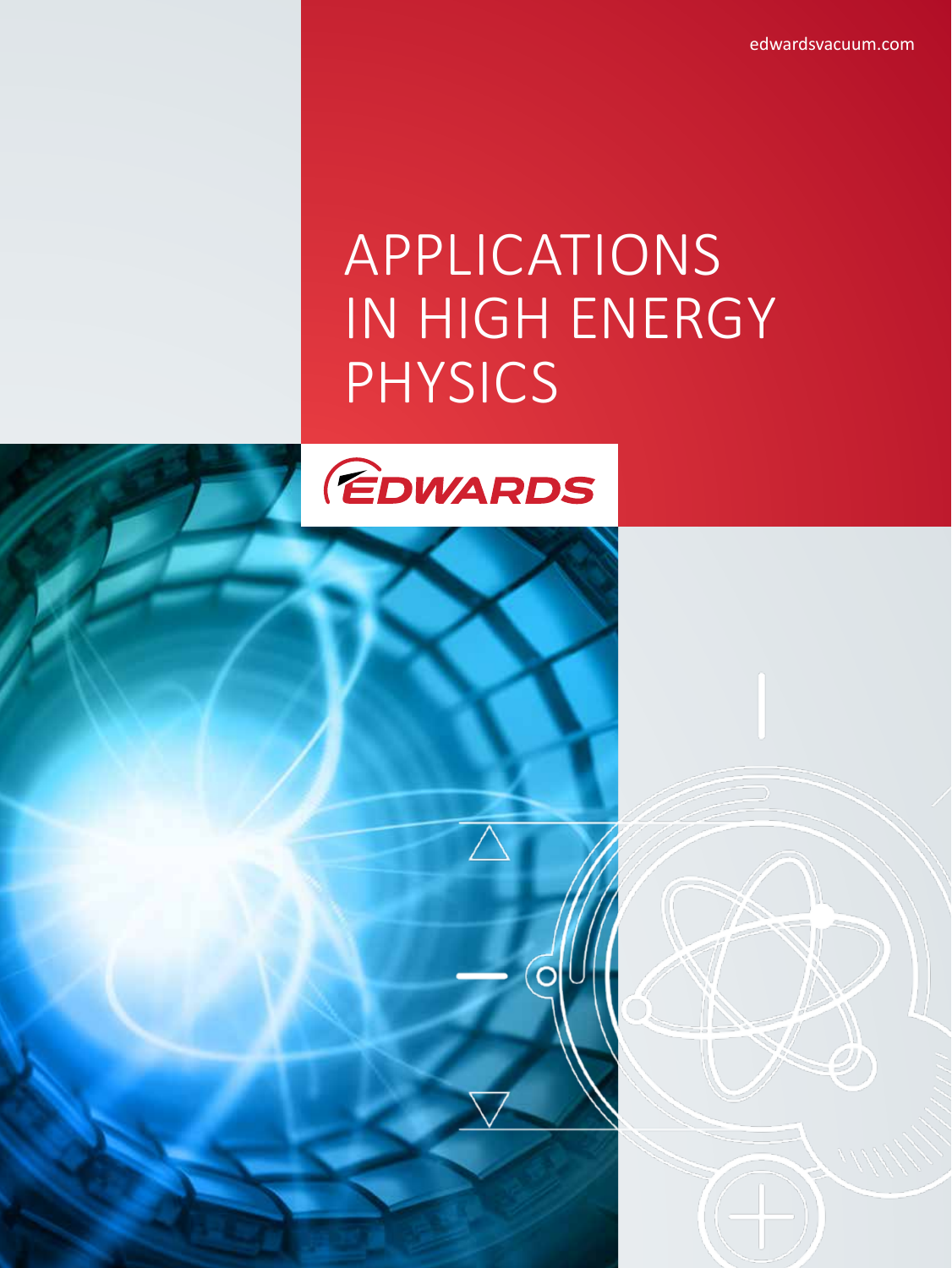edwardsvacuum.com

# APPLICATIONS IN HIGH ENERGY PHYSICS

EDWARDS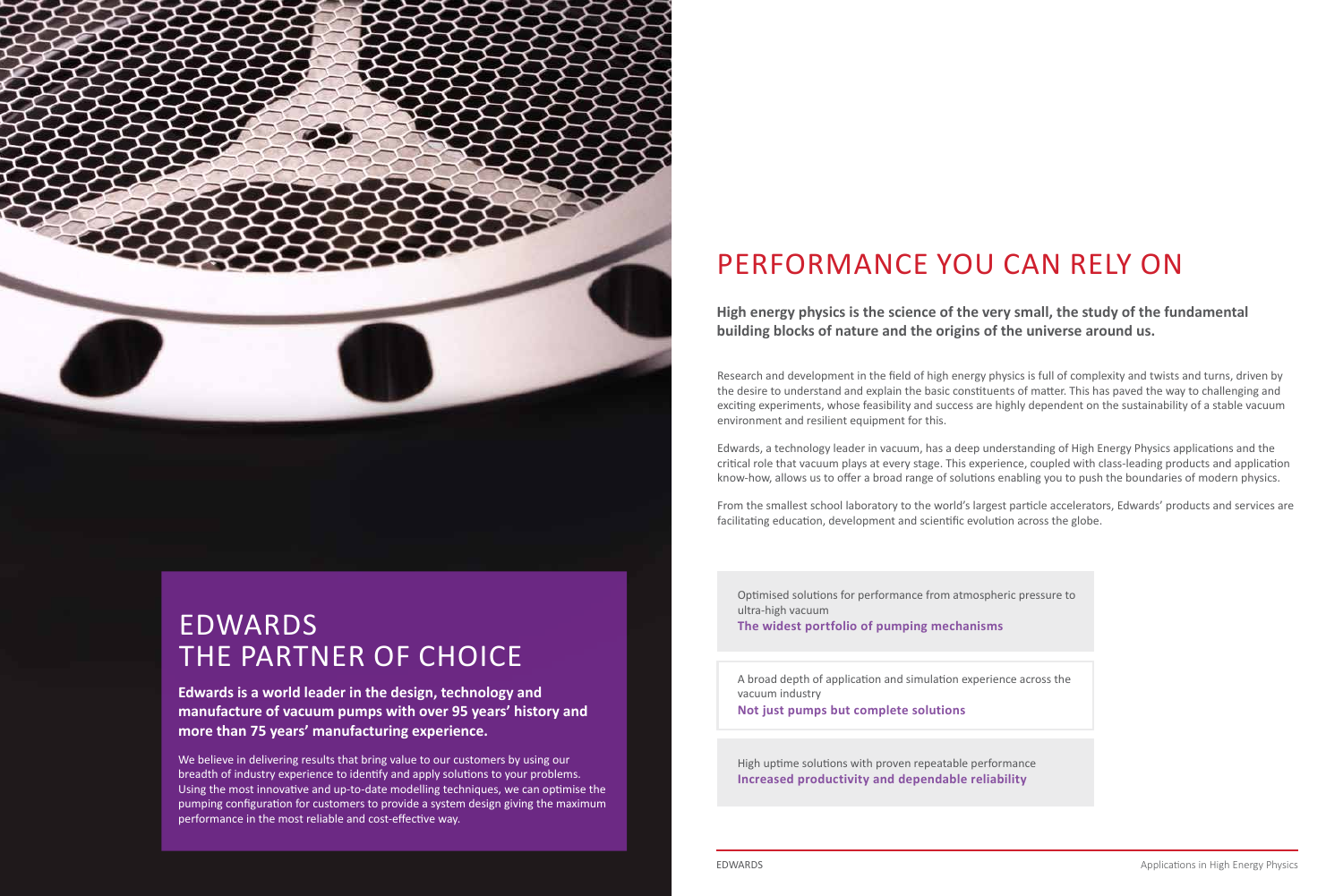# EDWARDS THE PARTNER OF CHOICE

**Edwards is a world leader in the design, technology and manufacture of vacuum pumps with over 95 years' history and more than 75 years' manufacturing experience.**

We believe in delivering results that bring value to our customers by using our breadth of industry experience to identify and apply solutions to your problems. Using the most innovative and up-to-date modelling techniques, we can optimise the pumping configuration for customers to provide a system design giving the maximum performance in the most reliable and cost-effective way.

# PERFORMANCE YOU CAN RELY ON

**High energy physics is the science of the very small, the study of the fundamental building blocks of nature and the origins of the universe around us.**

Research and development in the field of high energy physics is full of complexity and twists and turns, driven by the desire to understand and explain the basic constituents of matter. This has paved the way to challenging and exciting experiments, whose feasibility and success are highly dependent on the sustainability of a stable vacuum environment and resilient equipment for this.

Edwards, a technology leader in vacuum, has a deep understanding of High Energy Physics applications and the critical role that vacuum plays at every stage. This experience, coupled with class-leading products and application know-how, allows us to offer a broad range of solutions enabling you to push the boundaries of modern physics.

From the smallest school laboratory to the world's largest particle accelerators, Edwards' products and services are facilitating education, development and scientific evolution across the globe.

Optimised solutions for performance from atmospheric pressure to ultra-high vacuum
**The widest portfolio of pumping mechanisms**

A broad depth of application and simulation experience across the vacuum industry
**Not just pumps but complete solutions**

High uptime solutions with proven repeatable performance
**Increased productivity and dependable reliability**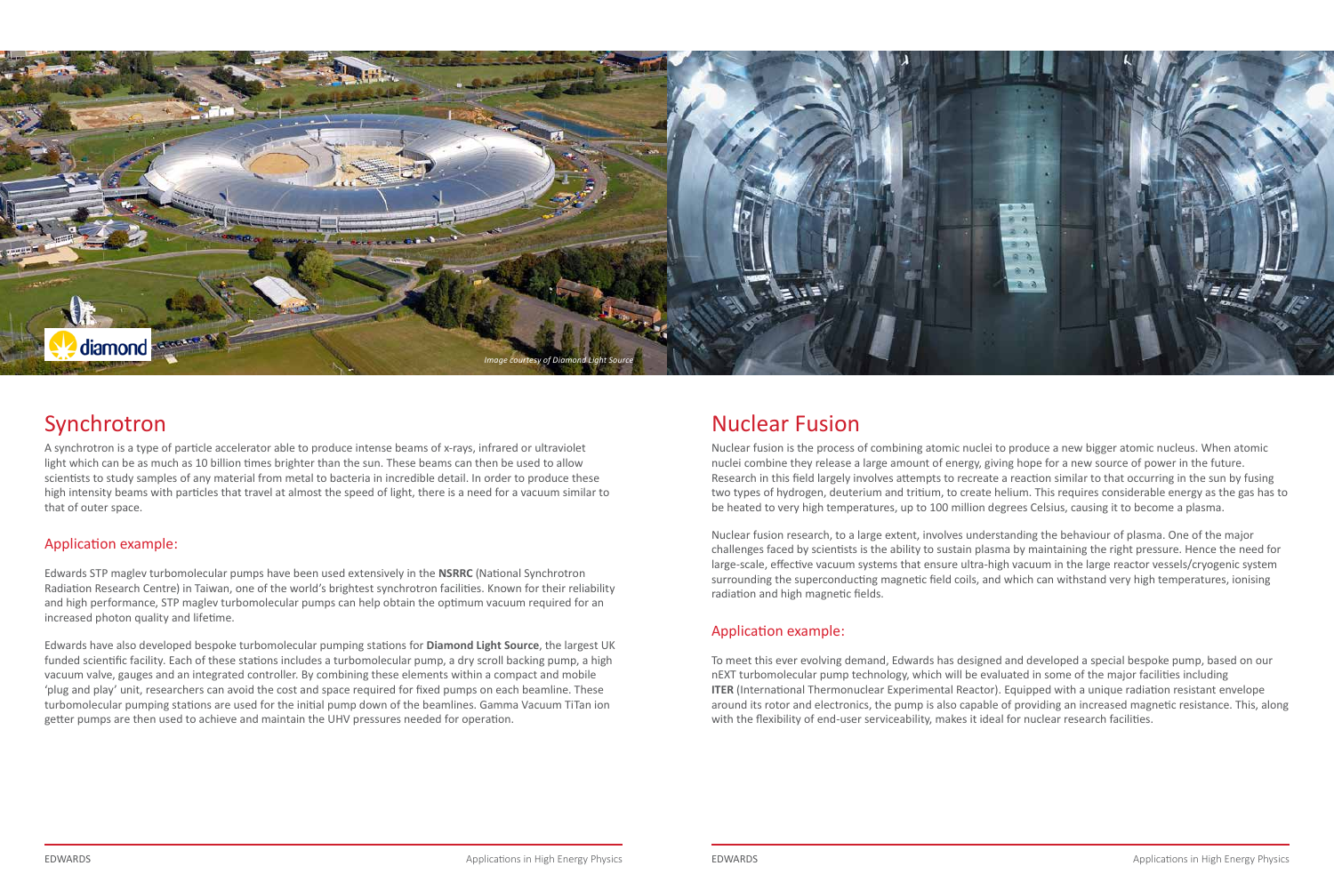*Image courtesy of Diamond Light Source*

## Synchrotron

A synchrotron is a type of particle accelerator able to produce intense beams of x-rays, infrared or ultraviolet light which can be as much as 10 billion times brighter than the sun. These beams can then be used to allow scientists to study samples of any material from metal to bacteria in incredible detail. In order to produce these high intensity beams with particles that travel at almost the speed of light, there is a need for a vacuum similar to that of outer space.

### Application example:

Edwards STP maglev turbomolecular pumps have been used extensively in the **NSRRC** (National Synchrotron Radiation Research Centre) in Taiwan, one of the world's brightest synchrotron facilities. Known for their reliability and high performance, STP maglev turbomolecular pumps can help obtain the optimum vacuum required for an increased photon quality and lifetime.

Edwards have also developed bespoke turbomolecular pumping stations for **Diamond Light Source**, the largest UK funded scientific facility. Each of these stations includes a turbomolecular pump, a dry scroll backing pump, a high vacuum valve, gauges and an integrated controller. By combining these elements within a compact and mobile 'plug and play' unit, researchers can avoid the cost and space required for fixed pumps on each beamline. These turbomolecular pumping stations are used for the initial pump down of the beamlines. Gamma Vacuum TiTan ion getter pumps are then used to achieve and maintain the UHV pressures needed for operation.

## Nuclear Fusion

Nuclear fusion is the process of combining atomic nuclei to produce a new bigger atomic nucleus. When atomic nuclei combine they release a large amount of energy, giving hope for a new source of power in the future. Research in this field largely involves attempts to recreate a reaction similar to that occurring in the sun by fusing two types of hydrogen, deuterium and tritium, to create helium. This requires considerable energy as the gas has to be heated to very high temperatures, up to 100 million degrees Celsius, causing it to become a plasma.

Nuclear fusion research, to a large extent, involves understanding the behaviour of plasma. One of the major challenges faced by scientists is the ability to sustain plasma by maintaining the right pressure. Hence the need for large-scale, effective vacuum systems that ensure ultra-high vacuum in the large reactor vessels/cryogenic system surrounding the superconducting magnetic field coils, and which can withstand very high temperatures, ionising radiation and high magnetic fields.

### Application example:

To meet this ever evolving demand, Edwards has designed and developed a special bespoke pump, based on our nEXT turbomolecular pump technology, which will be evaluated in some of the major facilities including **ITER** (International Thermonuclear Experimental Reactor). Equipped with a unique radiation resistant envelope around its rotor and electronics, the pump is also capable of providing an increased magnetic resistance. This, along with the flexibility of end-user serviceability, makes it ideal for nuclear research facilities.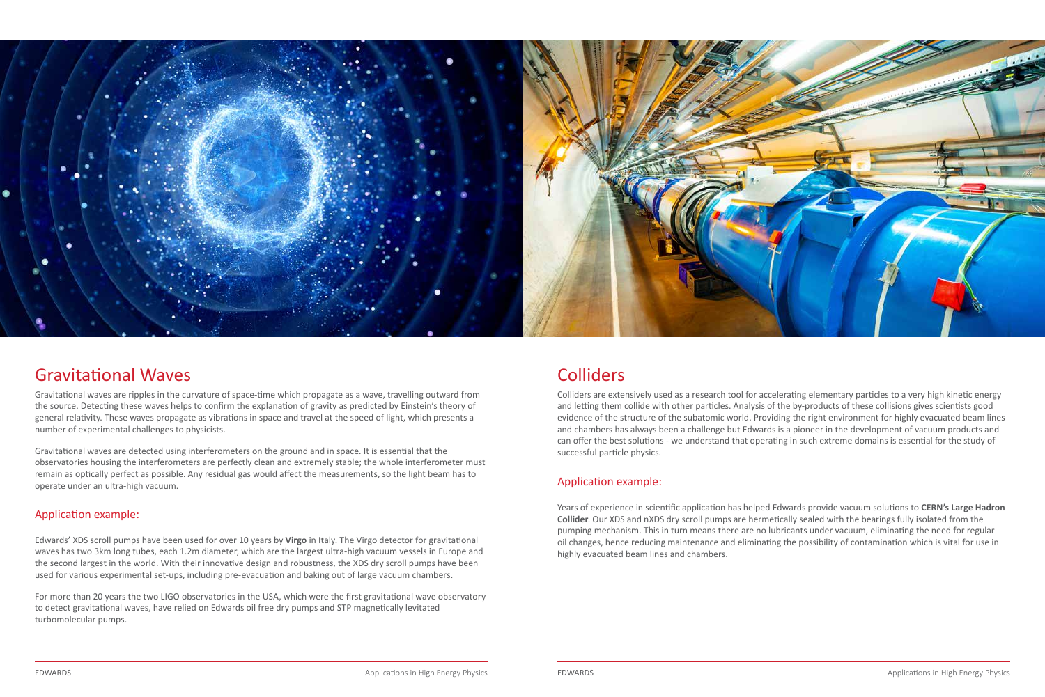## Gravitational Waves

Gravitational waves are ripples in the curvature of space-time which propagate as a wave, travelling outward from the source. Detecting these waves helps to confirm the explanation of gravity as predicted by Einstein's theory of general relativity. These waves propagate as vibrations in space and travel at the speed of light, which presents a number of experimental challenges to physicists.

Gravitational waves are detected using interferometers on the ground and in space. It is essential that the observatories housing the interferometers are perfectly clean and extremely stable; the whole interferometer must remain as optically perfect as possible. Any residual gas would affect the measurements, so the light beam has to operate under an ultra-high vacuum.

### Application example:

Edwards' XDS scroll pumps have been used for over 10 years by **Virgo** in Italy. The Virgo detector for gravitational waves has two 3km long tubes, each 1.2m diameter, which are the largest ultra-high vacuum vessels in Europe and the second largest in the world. With their innovative design and robustness, the XDS dry scroll pumps have been used for various experimental set-ups, including pre-evacuation and baking out of large vacuum chambers.

For more than 20 years the two LIGO observatories in the USA, which were the first gravitational wave observatory to detect gravitational waves, have relied on Edwards oil free dry pumps and STP magnetically levitated turbomolecular pumps.

## Colliders

Colliders are extensively used as a research tool for accelerating elementary particles to a very high kinetic energy and letting them collide with other particles. Analysis of the by-products of these collisions gives scientists good evidence of the structure of the subatomic world. Providing the right environment for highly evacuated beam lines and chambers has always been a challenge but Edwards is a pioneer in the development of vacuum products and can offer the best solutions - we understand that operating in such extreme domains is essential for the study of successful particle physics.

### Application example:

Years of experience in scientific application has helped Edwards provide vacuum solutions to **CERN's Large Hadron Collider**. Our XDS and nXDS dry scroll pumps are hermetically sealed with the bearings fully isolated from the pumping mechanism. This in turn means there are no lubricants under vacuum, eliminating the need for regular oil changes, hence reducing maintenance and eliminating the possibility of contamination which is vital for use in highly evacuated beam lines and chambers.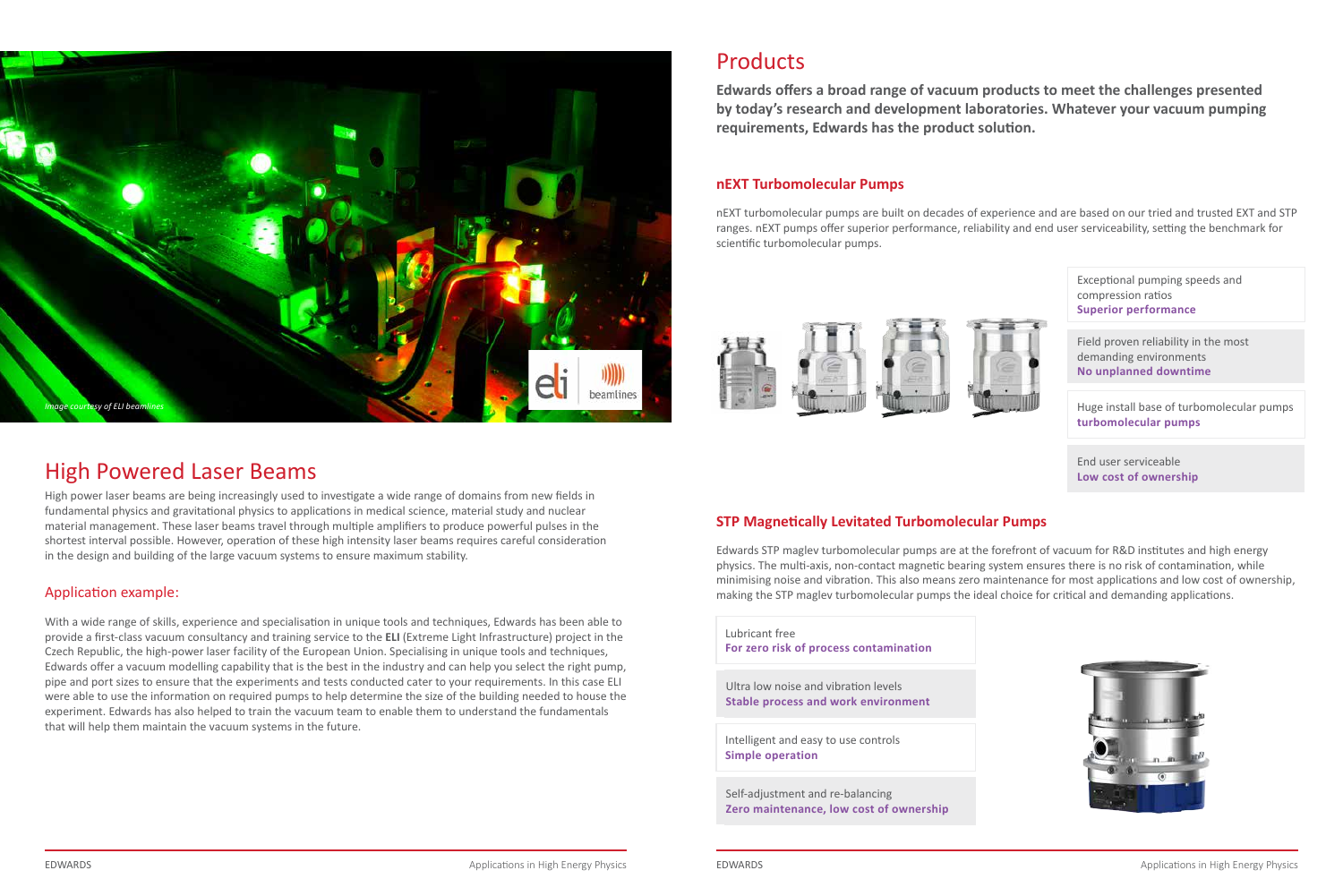*Image courtesy of ELI beamlines*

# High Powered Laser Beams

High power laser beams are being increasingly used to investigate a wide range of domains from new fields in fundamental physics and gravitational physics to applications in medical science, material study and nuclear material management. These laser beams travel through multiple amplifiers to produce powerful pulses in the shortest interval possible. However, operation of these high intensity laser beams requires careful consideration in the design and building of the large vacuum systems to ensure maximum stability.

## Application example:

With a wide range of skills, experience and specialisation in unique tools and techniques, Edwards has been able to provide a first-class vacuum consultancy and training service to the **ELI** (Extreme Light Infrastructure) project in the Czech Republic, the high-power laser facility of the European Union. Specialising in unique tools and techniques, Edwards offer a vacuum modelling capability that is the best in the industry and can help you select the right pump, pipe and port sizes to ensure that the experiments and tests conducted cater to your requirements. In this case ELI were able to use the information on required pumps to help determine the size of the building needed to house the experiment. Edwards has also helped to train the vacuum team to enable them to understand the fundamentals that will help them maintain the vacuum systems in the future.

# Products

**Edwards offers a broad range of vacuum products to meet the challenges presented by today's research and development laboratories. Whatever your vacuum pumping requirements, Edwards has the product solution.**

## nEXT Turbomolecular Pumps

nEXT turbomolecular pumps are built on decades of experience and are based on our tried and trusted EXT and STP ranges. nEXT pumps offer superior performance, reliability and end user serviceability, setting the benchmark for scientific turbomolecular pumps.

Exceptional pumping speeds and compression ratios
**Superior performance**

Field proven reliability in the most demanding environments
**No unplanned downtime**

Huge install base of turbomolecular pumps
**turbomolecular pumps**

End user serviceable
**Low cost of ownership**

## STP Magnetically Levitated Turbomolecular Pumps

Edwards STP maglev turbomolecular pumps are at the forefront of vacuum for R&D institutes and high energy physics. The multi-axis, non-contact magnetic bearing system ensures there is no risk of contamination, while minimising noise and vibration. This also means zero maintenance for most applications and low cost of ownership, making the STP maglev turbomolecular pumps the ideal choice for critical and demanding applications.

Lubricant free
**For zero risk of process contamination**

Ultra low noise and vibration levels
**Stable process and work environment**

Intelligent and easy to use controls
**Simple operation**

Self-adjustment and re-balancing
**Zero maintenance, low cost of ownership**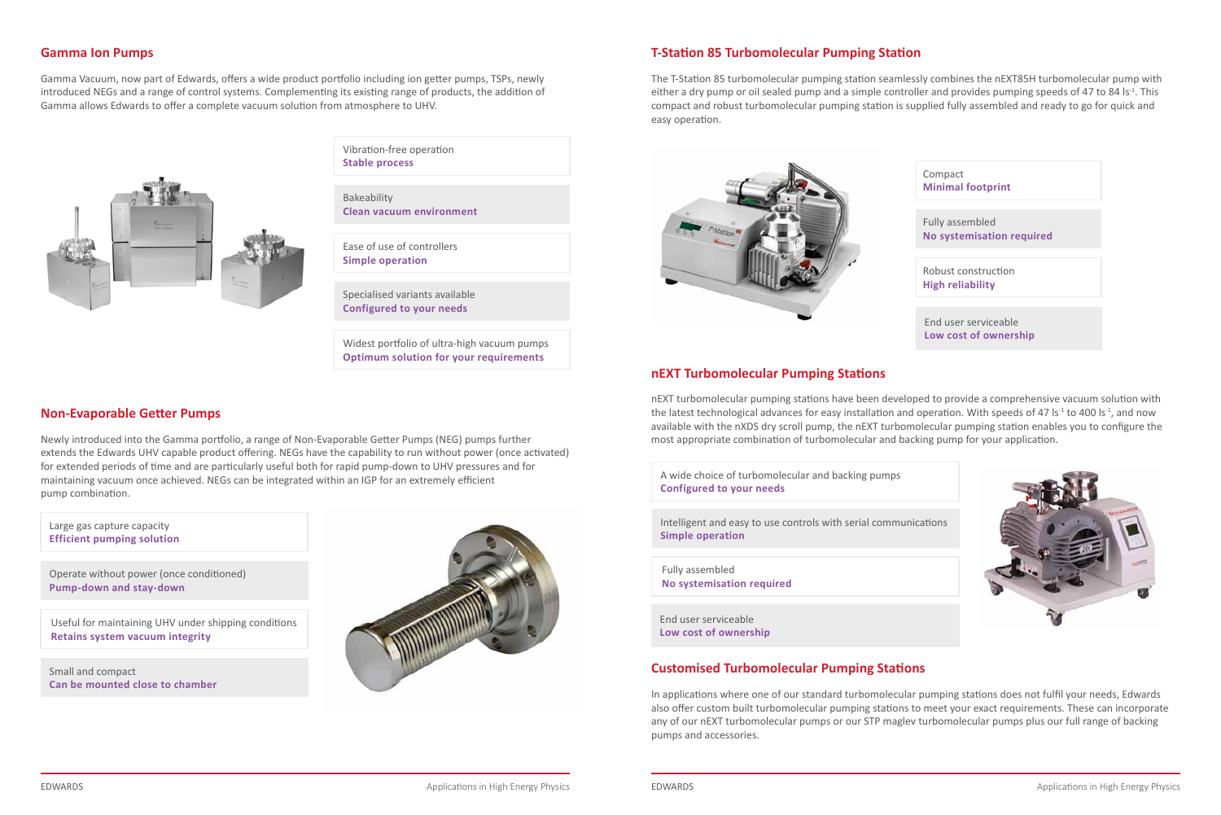## Gamma Ion Pumps

Gamma Vacuum, now part of Edwards, offers a wide product portfolio including ion getter pumps, TSPs, newly introduced NEGs and a range of control systems. Complementing its existing range of products, the addition of Gamma allows Edwards to offer a complete vacuum solution from atmosphere to UHV.

Vibration-free operation
**Stable process**

Bakeability
**Clean vacuum environment**

Ease of use of controllers
**Simple operation**

Specialised variants available
**Configured to your needs**

Widest portfolio of ultra-high vacuum pumps
**Optimum solution for your requirements**

## Non-Evaporable Getter Pumps

Newly introduced into the Gamma portfolio, a range of Non-Evaporable Getter Pumps (NEG) pumps further extends the Edwards UHV capable product offering. NEGs have the capability to run without power (once activated) for extended periods of time and are particularly useful both for rapid pump-down to UHV pressures and for maintaining vacuum once achieved. NEGs can be integrated within an IGP for an extremely efficient pump combination.

Large gas capture capacity
**Efficient pumping solution**

Operate without power (once conditioned)
**Pump-down and stay-down**

Useful for maintaining UHV under shipping conditions
**Retains system vacuum integrity**

Small and compact
**Can be mounted close to chamber**

## T-Station 85 Turbomolecular Pumping Station

The T-Station 85 turbomolecular pumping station seamlessly combines the nEXT85H turbomolecular pump with either a dry pump or oil sealed pump and a simple controller and provides pumping speeds of 47 to 84 $ls^{-1}$. This compact and robust turbomolecular pumping station is supplied fully assembled and ready to go for quick and easy operation.

Compact
**Minimal footprint**

Fully assembled
**No systemisation required**

Robust construction
**High reliability**

End user serviceable
**Low cost of ownership**

## nEXT Turbomolecular Pumping Stations

nEXT turbomolecular pumping stations have been developed to provide a comprehensive vacuum solution with the latest technological advances for easy installation and operation. With speeds of 47 $ls^{-1}$ to 400 $ls^{-1}$, and now available with the nXDS dry scroll pump, the nEXT turbomolecular pumping station enables you to configure the most appropriate combination of turbomolecular and backing pump for your application.

A wide choice of turbomolecular and backing pumps
**Configured to your needs**

Intelligent and easy to use controls with serial communications
**Simple operation**

Fully assembled
**No systemisation required**

End user serviceable
**Low cost of ownership**

## Customised Turbomolecular Pumping Stations

In applications where one of our standard turbomolecular pumping stations does not fulfil your needs, Edwards also offer custom built turbomolecular pumping stations to meet your exact requirements. These can incorporate any of our nEXT turbomolecular pumps or our STP maglev turbomolecular pumps plus our full range of backing pumps and accessories.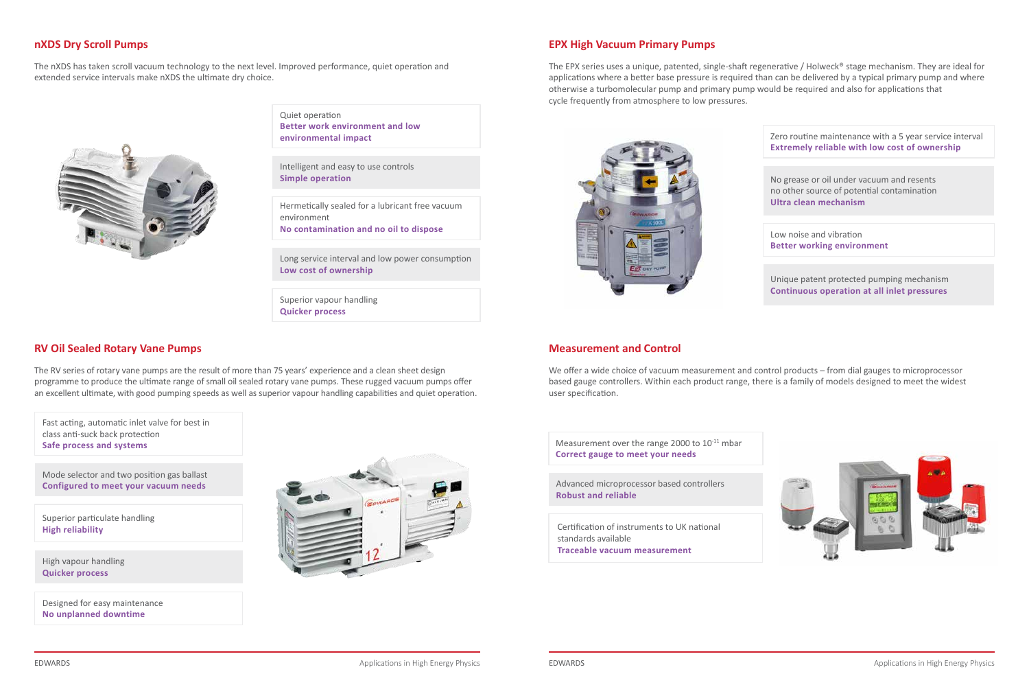## nXDS Dry Scroll Pumps

The nXDS has taken scroll vacuum technology to the next level. Improved performance, quiet operation and extended service intervals make nXDS the ultimate dry choice.

Quiet operation
**Better work environment and low environmental impact**

Intelligent and easy to use controls
**Simple operation**

Hermetically sealed for a lubricant free vacuum environment
**No contamination and no oil to dispose**

Long service interval and low power consumption
**Low cost of ownership**

Superior vapour handling
**Quicker process**

## RV Oil Sealed Rotary Vane Pumps

The RV series of rotary vane pumps are the result of more than 75 years' experience and a clean sheet design programme to produce the ultimate range of small oil sealed rotary vane pumps. These rugged vacuum pumps offer an excellent ultimate, with good pumping speeds as well as superior vapour handling capabilities and quiet operation.

Fast acting, automatic inlet valve for best in class anti-suck back protection
**Safe process and systems**

Mode selector and two position gas ballast
**Configured to meet your vacuum needs**

Superior particulate handling
**High reliability**

High vapour handling
**Quicker process**

Designed for easy maintenance
**No unplanned downtime**

## EPX High Vacuum Primary Pumps

The EPX series uses a unique, patented, single-shaft regenerative / Holweck® stage mechanism. They are ideal for applications where a better base pressure is required than can be delivered by a typical primary pump and where otherwise a turbomolecular pump and primary pump would be required and also for applications that cycle frequently from atmosphere to low pressures.

Zero routine maintenance with a 5 year service interval
**Extremely reliable with low cost of ownership**

No grease or oil under vacuum and resents no other source of potential contamination
**Ultra clean mechanism**

Low noise and vibration
**Better working environment**

Unique patent protected pumping mechanism
**Continuous operation at all inlet pressures**

## Measurement and Control

We offer a wide choice of vacuum measurement and control products – from dial gauges to microprocessor based gauge controllers. Within each product range, there is a family of models designed to meet the widest user specification.

Measurement over the range 2000 to $10^{-11}$ mbar
**Correct gauge to meet your needs**

Advanced microprocessor based controllers
**Robust and reliable**

Certification of instruments to UK national standards available
**Traceable vacuum measurement**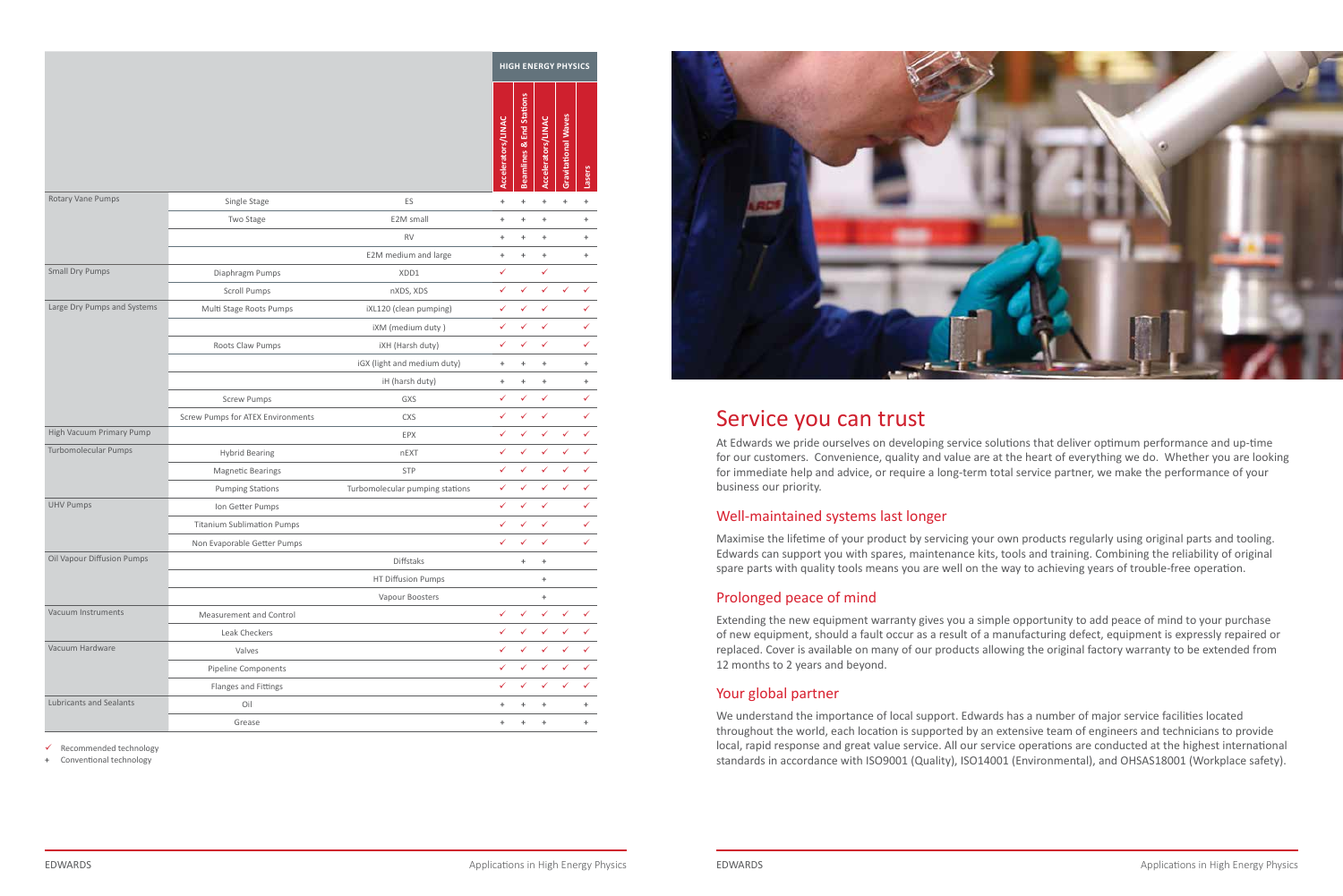| | | | HIGH ENERGY PHYSICS | | | | |
|---|---|---|---|---|---|---|---|
| | | | Accelerators/LINAC | Beamlines & End Stations | Accelerators/LINAC | Gravitational Waves | Lasers |
| Rotary Vane Pumps | Single Stage | ES | + | + | + | + | + |
| | Two Stage | E2M small | + | + | + | | + |
| | | RV | + | + | + | | + |
| | | E2M medium and large | + | + | + | | + |
| Small Dry Pumps | Diaphragm Pumps | XDD1 | ✓ | | ✓ | | |
| | Scroll Pumps | nXDS, XDS | ✓ | ✓ | ✓ | ✓ | ✓ |
| Large Dry Pumps and Systems | Multi Stage Roots Pumps | iXL120 (clean pumping) | ✓ | ✓ | ✓ | | ✓ |
| | | iXM (medium duty ) | ✓ | ✓ | ✓ | | ✓ |
| | Roots Claw Pumps | iXH (Harsh duty) | ✓ | ✓ | ✓ | | ✓ |
| | | iGX (light and medium duty) | + | + | + | | + |
| | | iH (harsh duty) | + | + | + | | + |
| | Screw Pumps | GXS | ✓ | ✓ | ✓ | | ✓ |
| | Screw Pumps for ATEX Environments | CXS | ✓ | ✓ | ✓ | | ✓ |
| High Vacuum Primary Pump | | EPX | ✓ | ✓ | ✓ | ✓ | ✓ |
| Turbomolecular Pumps | Hybrid Bearing | nEXT | ✓ | ✓ | ✓ | ✓ | ✓ |
| | Magnetic Bearings | STP | ✓ | ✓ | ✓ | ✓ | ✓ |
| | Pumping Stations | Turbomolecular pumping stations | ✓ | ✓ | ✓ | ✓ | ✓ |
| UHV Pumps | Ion Getter Pumps | | ✓ | ✓ | ✓ | | ✓ |
| | Titanium Sublimation Pumps | | ✓ | ✓ | ✓ | | ✓ |
| | Non Evaporable Getter Pumps | | ✓ | ✓ | ✓ | | ✓ |
| Oil Vapour Diffusion Pumps | | Diffstaks | | + | + | | |
| | | HT Diffusion Pumps | | | + | | |
| | | Vapour Boosters | | | + | | |
| Vacuum Instruments | Measurement and Control | | ✓ | ✓ | ✓ | ✓ | ✓ |
| | Leak Checkers | | ✓ | ✓ | ✓ | ✓ | ✓ |
| Vacuum Hardware | Valves | | ✓ | ✓ | ✓ | ✓ | ✓ |
| | Pipeline Components | | ✓ | ✓ | ✓ | ✓ | ✓ |
| | Flanges and Fittings | | ✓ | ✓ | ✓ | ✓ | ✓ |
| Lubricants and Sealants | Oil | | + | + | + | | + |
| | Grease | | + | + | + | | + |

✓ Recommended technology
+ Conventional technology

# Service you can trust

At Edwards we pride ourselves on developing service solutions that deliver optimum performance and up-time for our customers. Convenience, quality and value are at the heart of everything we do. Whether you are looking for immediate help and advice, or require a long-term total service partner, we make the performance of your business our priority.

## Well-maintained systems last longer

Maximise the lifetime of your product by servicing your own products regularly using original parts and tooling. Edwards can support you with spares, maintenance kits, tools and training. Combining the reliability of original spare parts with quality tools means you are well on the way to achieving years of trouble-free operation.

## Prolonged peace of mind

Extending the new equipment warranty gives you a simple opportunity to add peace of mind to your purchase of new equipment, should a fault occur as a result of a manufacturing defect, equipment is expressly repaired or replaced. Cover is available on many of our products allowing the original factory warranty to be extended from 12 months to 2 years and beyond.

## Your global partner

We understand the importance of local support. Edwards has a number of major service facilities located throughout the world, each location is supported by an extensive team of engineers and technicians to provide local, rapid response and great value service. All our service operations are conducted at the highest international standards in accordance with ISO9001 (Quality), ISO14001 (Environmental), and OHSAS18001 (Workplace safety).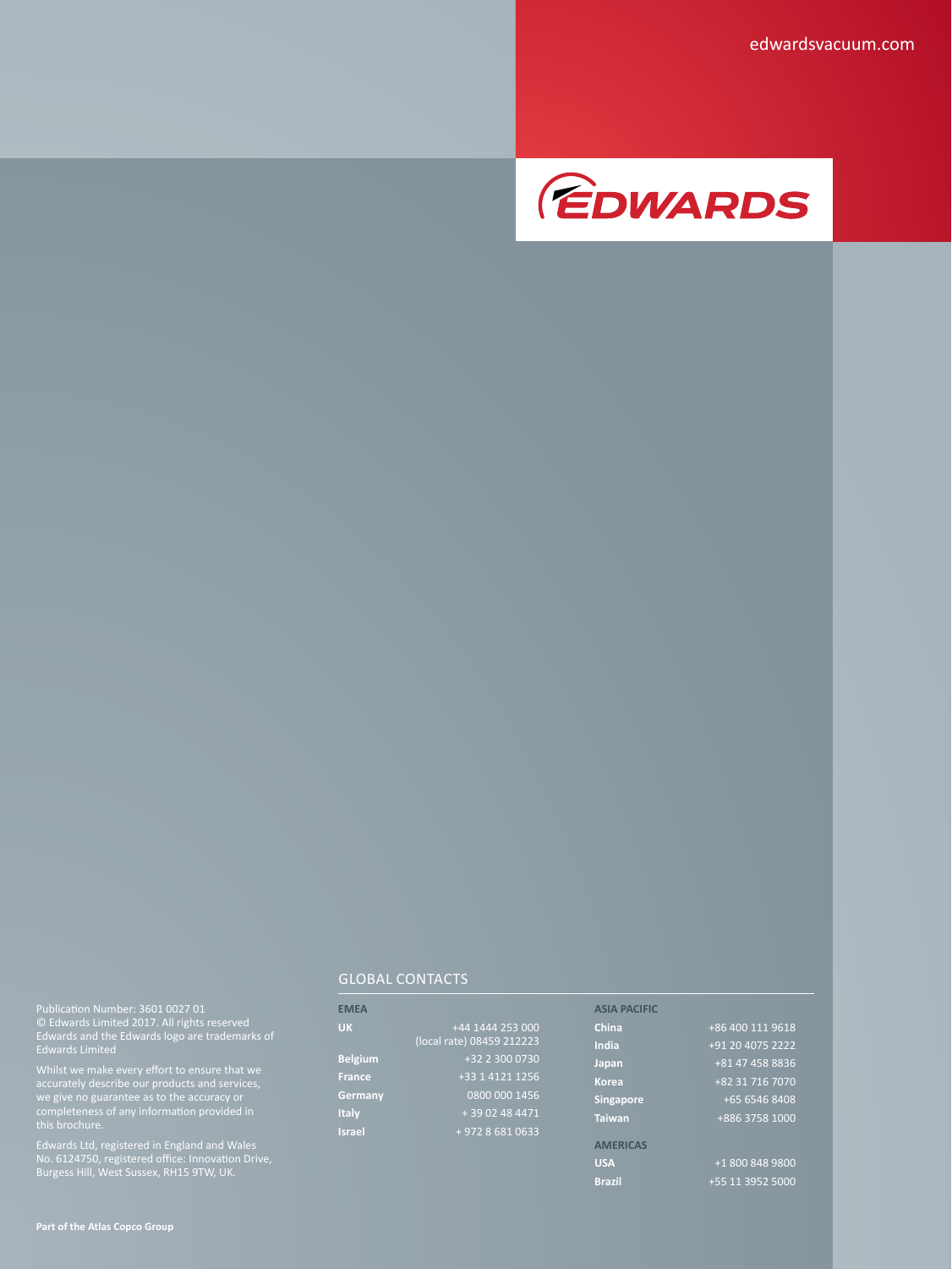edwardsvacuum.com

EDWARDS

Publication Number: 3601 0027 01
© Edwards Limited 2017. All rights reserved
Edwards and the Edwards logo are trademarks of Edwards Limited

Whilst we make every effort to ensure that we accurately describe our products and services, we give no guarantee as to the accuracy or completeness of any information provided in this brochure.

Edwards Ltd, registered in England and Wales No. 6124750, registered office: Innovation Drive, Burgess Hill, West Sussex, RH15 9TW, UK.

## GLOBAL CONTACTS

**EMEA**

| | |
|---|---|
| **UK** | +44 1444 253 000<br>(local rate) 08459 212223 |
| **Belgium** | +32 2 300 0730 |
| **France** | +33 1 4121 1256 |
| **Germany** | 0800 000 1456 |
| **Italy** | + 39 02 48 4471 |
| **Israel** | + 972 8 681 0633 |

**ASIA PACIFIC**

| | |
|---|---|
| **China** | +86 400 111 9618 |
| **India** | +91 20 4075 2222 |
| **Japan** | +81 47 458 8836 |
| **Korea** | +82 31 716 7070 |
| **Singapore** | +65 6546 8408 |
| **Taiwan** | +886 3758 1000 |

**AMERICAS**

| | |
|---|---|
| **USA** | +1 800 848 9800 |
| **Brazil** | +55 11 3952 5000 |

**Part of the Atlas Copco Group**